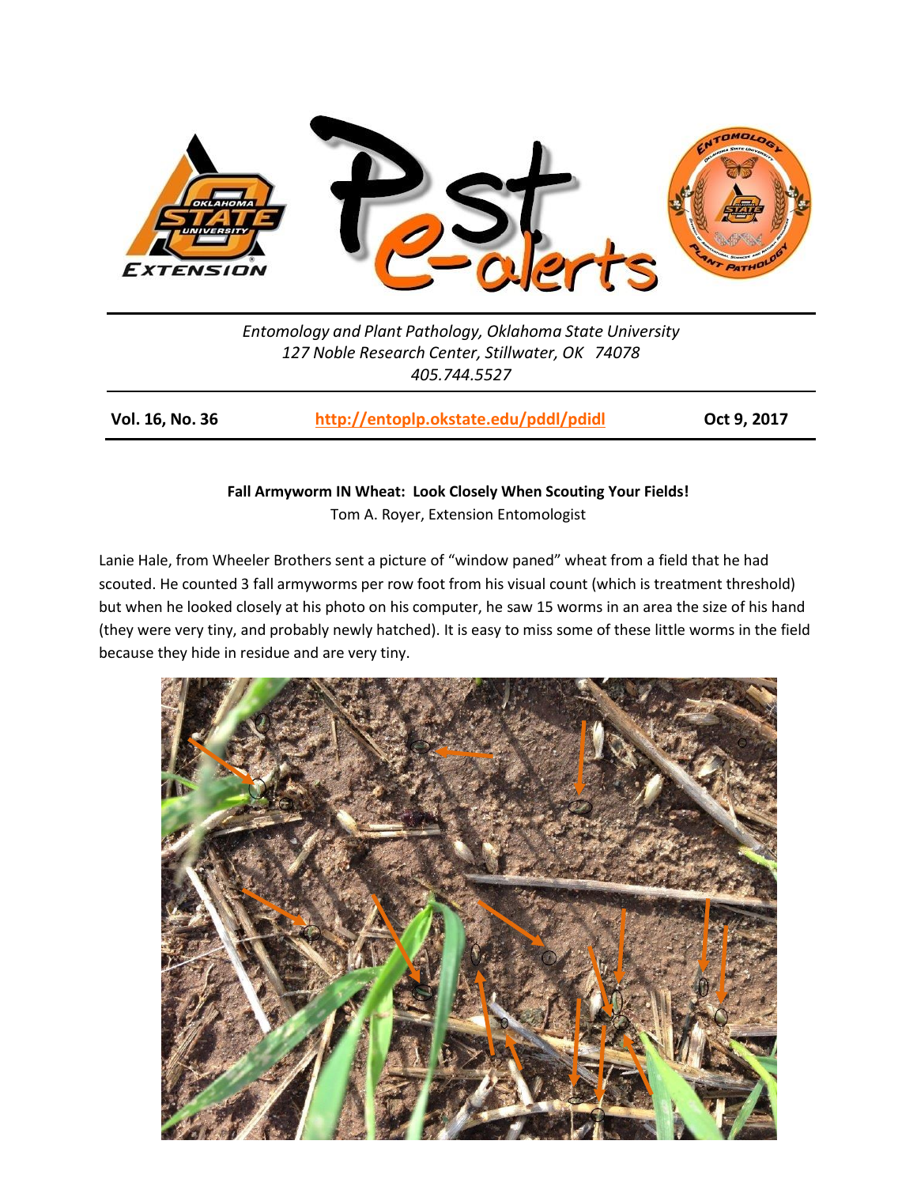*Entomology and Plant Pathology, Oklahoma State University*
*127 Noble Research Center, Stillwater, OK 74078*
*405.744.5527*

**Vol. 16, No. 36** | **http://entoplp.okstate.edu/pddl/pdidl** | **Oct 9, 2017**

## Fall Armyworm IN Wheat: Look Closely When Scouting Your Fields!

Tom A. Royer, Extension Entomologist

Lanie Hale, from Wheeler Brothers sent a picture of "window paned" wheat from a field that he had scouted. He counted 3 fall armyworms per row foot from his visual count (which is treatment threshold) but when he looked closely at his photo on his computer, he saw 15 worms in an area the size of his hand (they were very tiny, and probably newly hatched). It is easy to miss some of these little worms in the field because they hide in residue and are very tiny.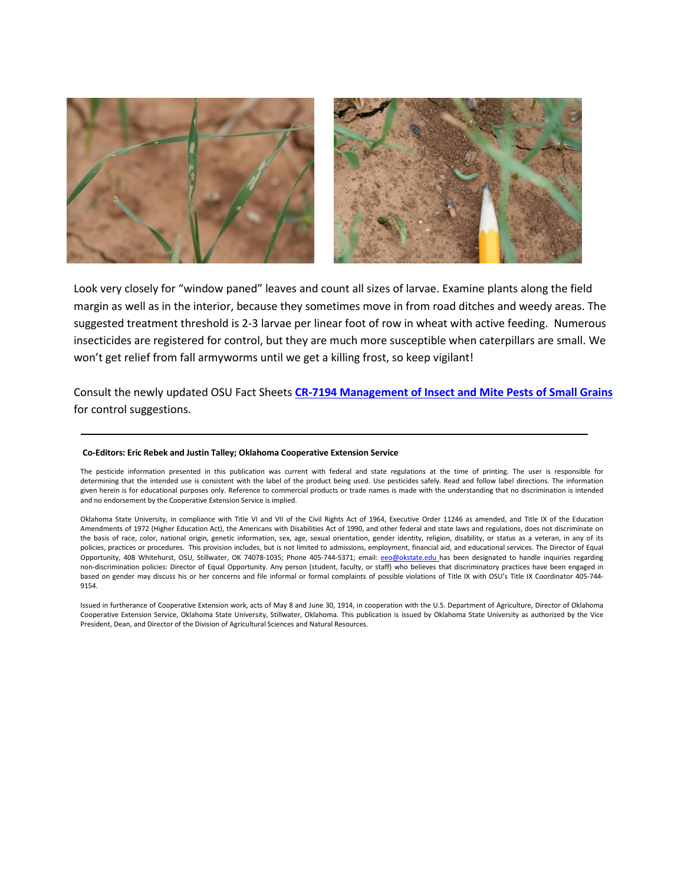Look very closely for “window paned” leaves and count all sizes of larvae. Examine plants along the field margin as well as in the interior, because they sometimes move in from road ditches and weedy areas. The suggested treatment threshold is 2-3 larvae per linear foot of row in wheat with active feeding.  Numerous insecticides are registered for control, but they are much more susceptible when caterpillars are small. We won’t get relief from fall armyworms until we get a killing frost, so keep vigilant!

Consult the newly updated OSU Fact Sheets **CR-7194 Management of Insect and Mite Pests of Small Grains** for control suggestions.

---

**Co-Editors: Eric Rebek and Justin Talley; Oklahoma Cooperative Extension Service**

The pesticide information presented in this publication was current with federal and state regulations at the time of printing. The user is responsible for determining that the intended use is consistent with the label of the product being used. Use pesticides safely. Read and follow label directions. The information given herein is for educational purposes only. Reference to commercial products or trade names is made with the understanding that no discrimination is intended and no endorsement by the Cooperative Extension Service is implied.

Oklahoma State University, in compliance with Title VI and VII of the Civil Rights Act of 1964, Executive Order 11246 as amended, and Title IX of the Education Amendments of 1972 (Higher Education Act), the Americans with Disabilities Act of 1990, and other federal and state laws and regulations, does not discriminate on the basis of race, color, national origin, genetic information, sex, age, sexual orientation, gender identity, religion, disability, or status as a veteran, in any of its policies, practices or procedures. This provision includes, but is not limited to admissions, employment, financial aid, and educational services. The Director of Equal Opportunity, 408 Whitehurst, OSU, Stillwater, OK 74078-1035; Phone 405-744-5371; email: eeo@okstate.edu has been designated to handle inquiries regarding non-discrimination policies: Director of Equal Opportunity. Any person (student, faculty, or staff) who believes that discriminatory practices have been engaged in based on gender may discuss his or her concerns and file informal or formal complaints of possible violations of Title IX with OSU’s Title IX Coordinator 405-744-9154.

Issued in furtherance of Cooperative Extension work, acts of May 8 and June 30, 1914, in cooperation with the U.S. Department of Agriculture, Director of Oklahoma Cooperative Extension Service, Oklahoma State University, Stillwater, Oklahoma. This publication is issued by Oklahoma State University as authorized by the Vice President, Dean, and Director of the Division of Agricultural Sciences and Natural Resources.